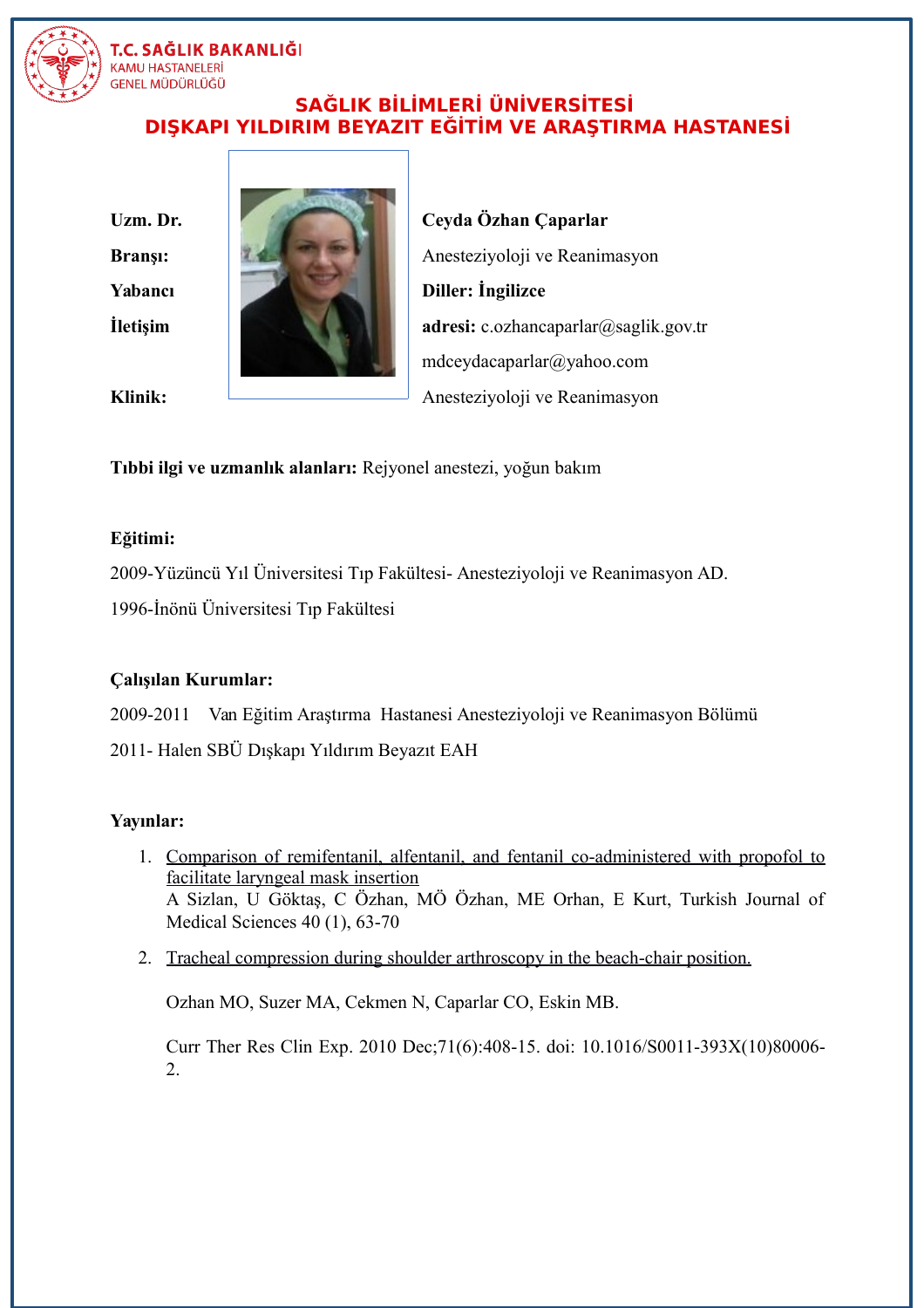**T.C. SAĞLIK BAKANLIĞI**
KAMU HASTANELERİ
GENEL MÜDÜRLÜĞÜ

## SAĞLIK BİLİMLERİ ÜNİVERSİTESİ
## DIŞKAPI YILDIRIM BEYAZIT EĞİTİM VE ARAŞTIRMA HASTANESİ

**Uzm. Dr.** **Ceyda Özhan Çaparlar**

**Branşı:** Anesteziyoloji ve Reanimasyon

**Yabancı Diller:** **İngilizce**

**İletişim adresi:** c.ozhancaparlar@saglik.gov.tr
mdceydacaparlar@yahoo.com

**Klinik:** Anesteziyoloji ve Reanimasyon

**Tıbbi ilgi ve uzmanlık alanları:** Rejyonel anestezi, yoğun bakım

**Eğitimi:**

2009-Yüzüncü Yıl Üniversitesi Tıp Fakültesi- Anesteziyoloji ve Reanimasyon AD.

1996-İnönü Üniversitesi Tıp Fakültesi

**Çalışılan Kurumlar:**

2009-2011 Van Eğitim Araştırma Hastanesi Anesteziyoloji ve Reanimasyon Bölümü

2011- Halen SBÜ Dışkapı Yıldırım Beyazıt EAH

**Yayınlar:**

1. Comparison of remifentanil, alfentanil, and fentanil co-administered with propofol to facilitate laryngeal mask insertion
   A Sizlan, U Göktaş, C Özhan, MÖ Özhan, ME Orhan, E Kurt, Turkish Journal of Medical Sciences 40 (1), 63-70

2. Tracheal compression during shoulder arthroscopy in the beach-chair position.

   Ozhan MO, Suzer MA, Cekmen N, Caparlar CO, Eskin MB.

   Curr Ther Res Clin Exp. 2010 Dec;71(6):408-15. doi: 10.1016/S0011-393X(10)80006-2.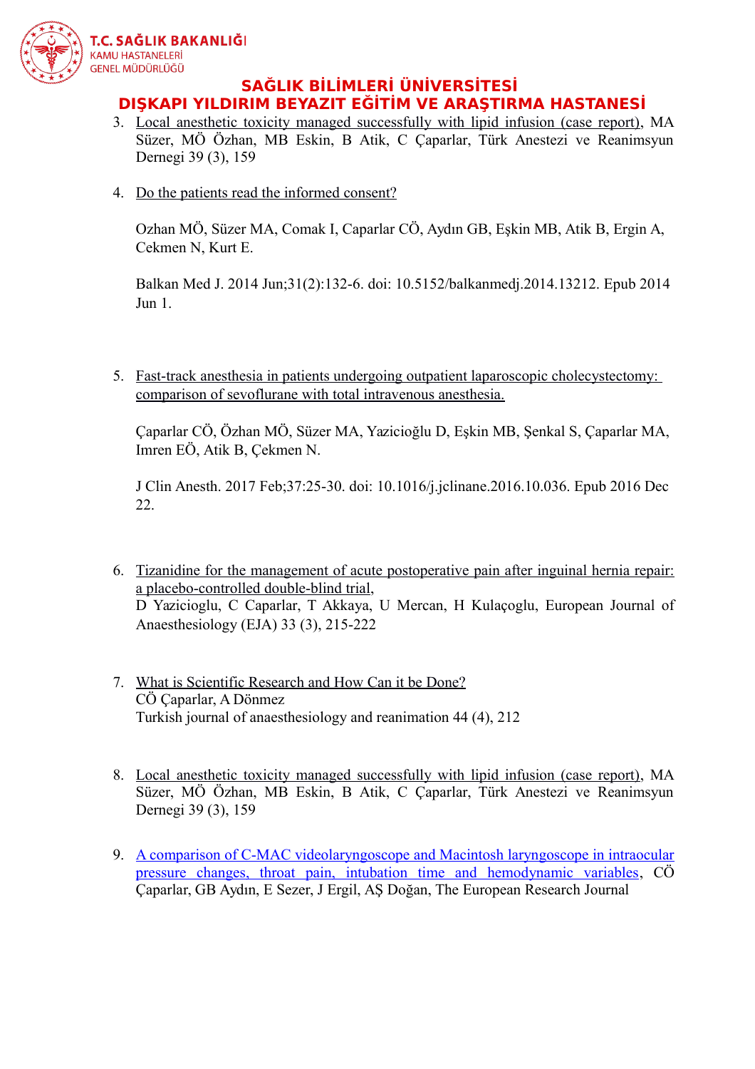3. Local anesthetic toxicity managed successfully with lipid infusion (case report), MA Süzer, MÖ Özhan, MB Eskin, B Atik, C Çaparlar, Türk Anestezi ve Reanimsyun Dernegi 39 (3), 159

4. Do the patients read the informed consent?

   Ozhan MÖ, Süzer MA, Comak I, Caparlar CÖ, Aydın GB, Eşkin MB, Atik B, Ergin A, Cekmen N, Kurt E.

   Balkan Med J. 2014 Jun;31(2):132-6. doi: 10.5152/balkanmedj.2014.13212. Epub 2014 Jun 1.

5. Fast-track anesthesia in patients undergoing outpatient laparoscopic cholecystectomy: comparison of sevoflurane with total intravenous anesthesia.

   Çaparlar CÖ, Özhan MÖ, Süzer MA, Yazicioğlu D, Eşkin MB, Şenkal S, Çaparlar MA, Imren EÖ, Atik B, Çekmen N.

   J Clin Anesth. 2017 Feb;37:25-30. doi: 10.1016/j.jclinane.2016.10.036. Epub 2016 Dec 22.

6. Tizanidine for the management of acute postoperative pain after inguinal hernia repair: a placebo-controlled double-blind trial,
   D Yazicioglu, C Caparlar, T Akkaya, U Mercan, H Kulaçoglu, European Journal of Anaesthesiology (EJA) 33 (3), 215-222

7. What is Scientific Research and How Can it be Done?
   CÖ Çaparlar, A Dönmez
   Turkish journal of anaesthesiology and reanimation 44 (4), 212

8. Local anesthetic toxicity managed successfully with lipid infusion (case report), MA Süzer, MÖ Özhan, MB Eskin, B Atik, C Çaparlar, Türk Anestezi ve Reanimsyun Dernegi 39 (3), 159

9. A comparison of C-MAC videolaryngoscope and Macintosh laryngoscope in intraocular pressure changes, throat pain, intubation time and hemodynamic variables, CÖ Çaparlar, GB Aydın, E Sezer, J Ergil, AŞ Doğan, The European Research Journal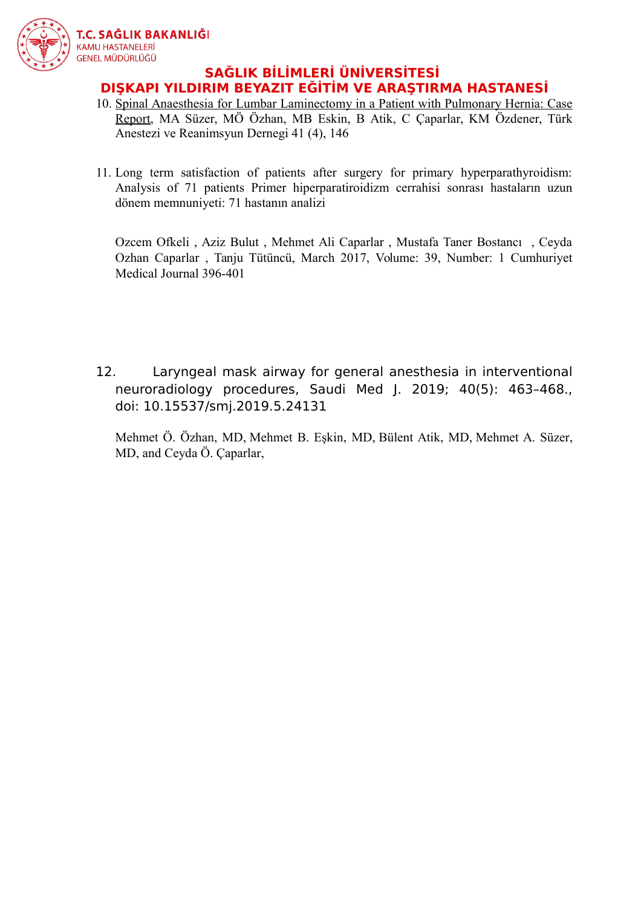10. Spinal Anaesthesia for Lumbar Laminectomy in a Patient with Pulmonary Hernia: Case Report, MA Süzer, MÖ Özhan, MB Eskin, B Atik, C Çaparlar, KM Özdener, Türk Anestezi ve Reanimsyun Dernegi 41 (4), 146

11. Long term satisfaction of patients after surgery for primary hyperparathyroidism: Analysis of 71 patients Primer hiperparatiroidizm cerrahisi sonrası hastaların uzun dönem memnuniyeti: 71 hastanın analizi

    Ozcem Ofkeli , Aziz Bulut , Mehmet Ali Caparlar , Mustafa Taner Bostancı , Ceyda Ozhan Caparlar , Tanju Tütüncü, March 2017, Volume: 39, Number: 1 Cumhuriyet Medical Journal 396-401

12. Laryngeal mask airway for general anesthesia in interventional neuroradiology procedures, Saudi Med J. 2019; 40(5): 463–468., doi: 10.15537/smj.2019.5.24131

    Mehmet Ö. Özhan, MD, Mehmet B. Eşkin, MD, Bülent Atik, MD, Mehmet A. Süzer, MD, and Ceyda Ö. Çaparlar,